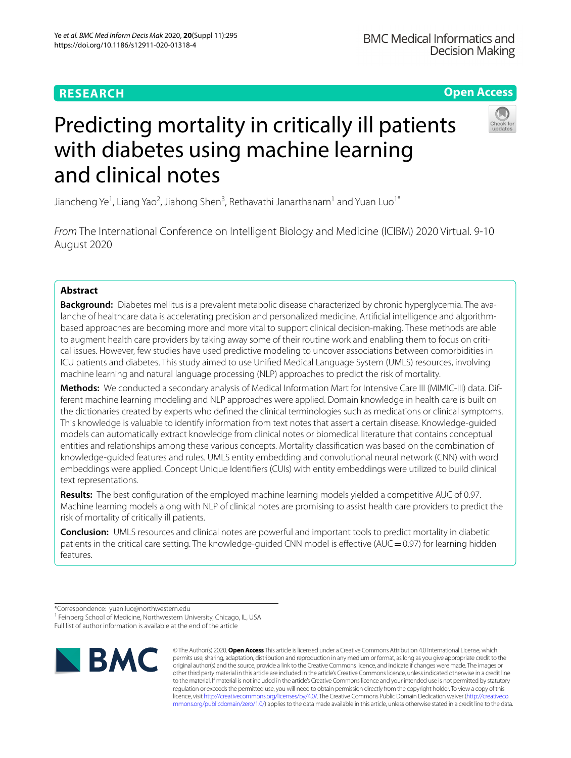RESEARCH

Open Access

# Predicting mortality in critically ill patients with diabetes using machine learning and clinical notes

Jiancheng Ye[1], Liang Yao[2], Jiahong Shen[3], Rethavathi Janarthanam[1] and Yuan Luo[1*]

*From* The International Conference on Intelligent Biology and Medicine (ICIBM) 2020 Virtual. 9-10 August 2020

## Abstract

**Background:** Diabetes mellitus is a prevalent metabolic disease characterized by chronic hyperglycemia. The avalanche of healthcare data is accelerating precision and personalized medicine. Artificial intelligence and algorithm-based approaches are becoming more and more vital to support clinical decision-making. These methods are able to augment health care providers by taking away some of their routine work and enabling them to focus on critical issues. However, few studies have used predictive modeling to uncover associations between comorbidities in ICU patients and diabetes. This study aimed to use Unified Medical Language System (UMLS) resources, involving machine learning and natural language processing (NLP) approaches to predict the risk of mortality.

**Methods:** We conducted a secondary analysis of Medical Information Mart for Intensive Care III (MIMIC-III) data. Different machine learning modeling and NLP approaches were applied. Domain knowledge in health care is built on the dictionaries created by experts who defined the clinical terminologies such as medications or clinical symptoms. This knowledge is valuable to identify information from text notes that assert a certain disease. Knowledge-guided models can automatically extract knowledge from clinical notes or biomedical literature that contains conceptual entities and relationships among these various concepts. Mortality classification was based on the combination of knowledge-guided features and rules. UMLS entity embedding and convolutional neural network (CNN) with word embeddings were applied. Concept Unique Identifiers (CUIs) with entity embeddings were utilized to build clinical text representations.

**Results:** The best configuration of the employed machine learning models yielded a competitive AUC of 0.97. Machine learning models along with NLP of clinical notes are promising to assist health care providers to predict the risk of mortality of critically ill patients.

**Conclusion:** UMLS resources and clinical notes are powerful and important tools to predict mortality in diabetic patients in the critical care setting. The knowledge-guided CNN model is effective (AUC = 0.97) for learning hidden features.

*Correspondence: yuan.luo@northwestern.edu
[1] Feinberg School of Medicine, Northwestern University, Chicago, IL, USA
Full list of author information is available at the end of the article

© The Author(s) 2020. **Open Access** This article is licensed under a Creative Commons Attribution 4.0 International License, which permits use, sharing, adaptation, distribution and reproduction in any medium or format, as long as you give appropriate credit to the original author(s) and the source, provide a link to the Creative Commons licence, and indicate if changes were made. The images or other third party material in this article are included in the article's Creative Commons licence, unless indicated otherwise in a credit line to the material. If material is not included in the article's Creative Commons licence and your intended use is not permitted by statutory regulation or exceeds the permitted use, you will need to obtain permission directly from the copyright holder. To view a copy of this licence, visit http://creativecommons.org/licenses/by/4.0/. The Creative Commons Public Domain Dedication waiver (http://creativecommons.org/publicdomain/zero/1.0/) applies to the data made available in this article, unless otherwise stated in a credit line to the data.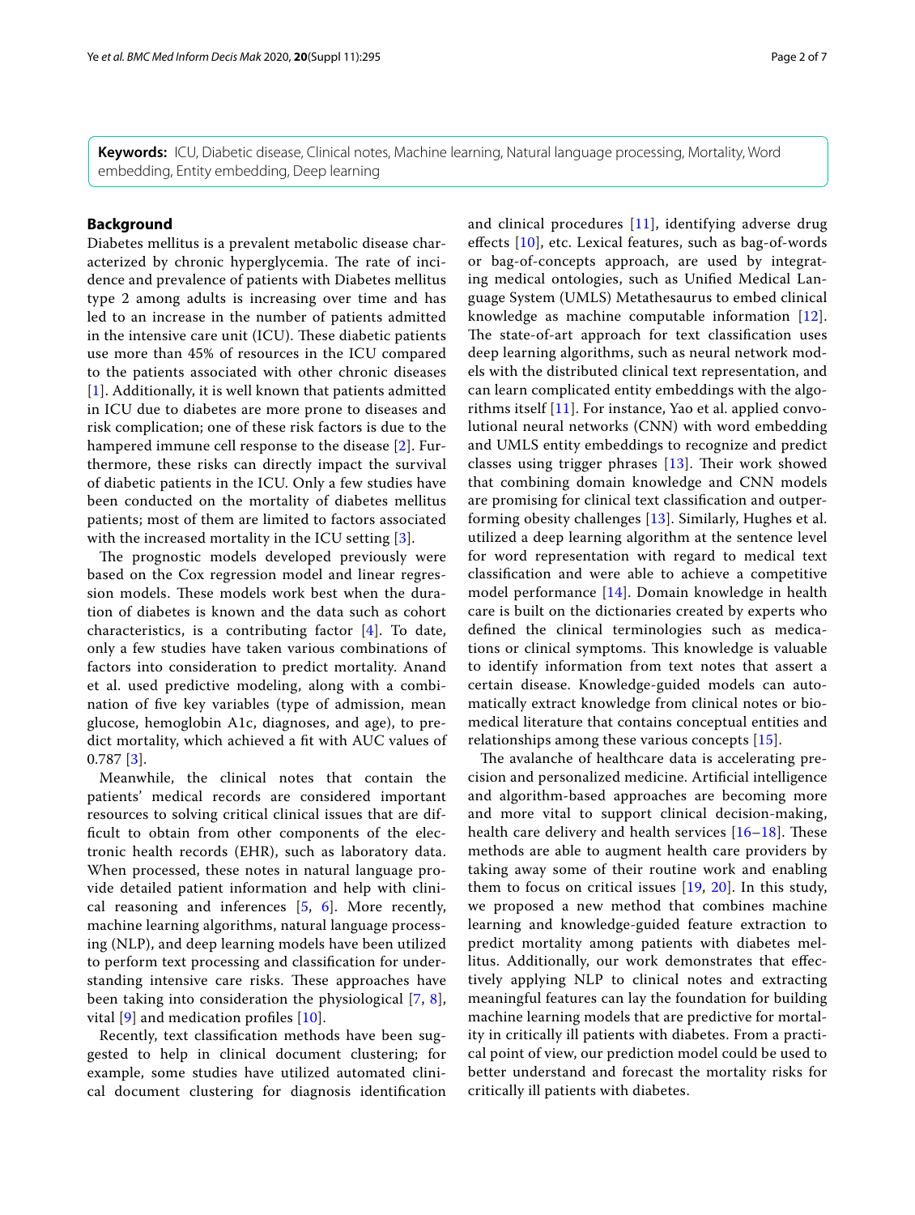**Keywords:** ICU, Diabetic disease, Clinical notes, Machine learning, Natural language processing, Mortality, Word embedding, Entity embedding, Deep learning

## Background

Diabetes mellitus is a prevalent metabolic disease characterized by chronic hyperglycemia. The rate of incidence and prevalence of patients with Diabetes mellitus type 2 among adults is increasing over time and has led to an increase in the number of patients admitted in the intensive care unit (ICU). These diabetic patients use more than 45% of resources in the ICU compared to the patients associated with other chronic diseases [1]. Additionally, it is well known that patients admitted in ICU due to diabetes are more prone to diseases and risk complication; one of these risk factors is due to the hampered immune cell response to the disease [2]. Furthermore, these risks can directly impact the survival of diabetic patients in the ICU. Only a few studies have been conducted on the mortality of diabetes mellitus patients; most of them are limited to factors associated with the increased mortality in the ICU setting [3].

The prognostic models developed previously were based on the Cox regression model and linear regression models. These models work best when the duration of diabetes is known and the data such as cohort characteristics, is a contributing factor [4]. To date, only a few studies have taken various combinations of factors into consideration to predict mortality. Anand et al. used predictive modeling, along with a combination of five key variables (type of admission, mean glucose, hemoglobin A1c, diagnoses, and age), to predict mortality, which achieved a fit with AUC values of 0.787 [3].

Meanwhile, the clinical notes that contain the patients' medical records are considered important resources to solving critical clinical issues that are difficult to obtain from other components of the electronic health records (EHR), such as laboratory data. When processed, these notes in natural language provide detailed patient information and help with clinical reasoning and inferences [5, 6]. More recently, machine learning algorithms, natural language processing (NLP), and deep learning models have been utilized to perform text processing and classification for understanding intensive care risks. These approaches have been taking into consideration the physiological [7, 8], vital [9] and medication profiles [10].

Recently, text classification methods have been suggested to help in clinical document clustering; for example, some studies have utilized automated clinical document clustering for diagnosis identification and clinical procedures [11], identifying adverse drug effects [10], etc. Lexical features, such as bag-of-words or bag-of-concepts approach, are used by integrating medical ontologies, such as Unified Medical Language System (UMLS) Metathesaurus to embed clinical knowledge as machine computable information [12]. The state-of-art approach for text classification uses deep learning algorithms, such as neural network models with the distributed clinical text representation, and can learn complicated entity embeddings with the algorithms itself [11]. For instance, Yao et al. applied convolutional neural networks (CNN) with word embedding and UMLS entity embeddings to recognize and predict classes using trigger phrases [13]. Their work showed that combining domain knowledge and CNN models are promising for clinical text classification and outperforming obesity challenges [13]. Similarly, Hughes et al. utilized a deep learning algorithm at the sentence level for word representation with regard to medical text classification and were able to achieve a competitive model performance [14]. Domain knowledge in health care is built on the dictionaries created by experts who defined the clinical terminologies such as medications or clinical symptoms. This knowledge is valuable to identify information from text notes that assert a certain disease. Knowledge-guided models can automatically extract knowledge from clinical notes or biomedical literature that contains conceptual entities and relationships among these various concepts [15].

The avalanche of healthcare data is accelerating precision and personalized medicine. Artificial intelligence and algorithm-based approaches are becoming more and more vital to support clinical decision-making, health care delivery and health services [16–18]. These methods are able to augment health care providers by taking away some of their routine work and enabling them to focus on critical issues [19, 20]. In this study, we proposed a new method that combines machine learning and knowledge-guided feature extraction to predict mortality among patients with diabetes mellitus. Additionally, our work demonstrates that effectively applying NLP to clinical notes and extracting meaningful features can lay the foundation for building machine learning models that are predictive for mortality in critically ill patients with diabetes. From a practical point of view, our prediction model could be used to better understand and forecast the mortality risks for critically ill patients with diabetes.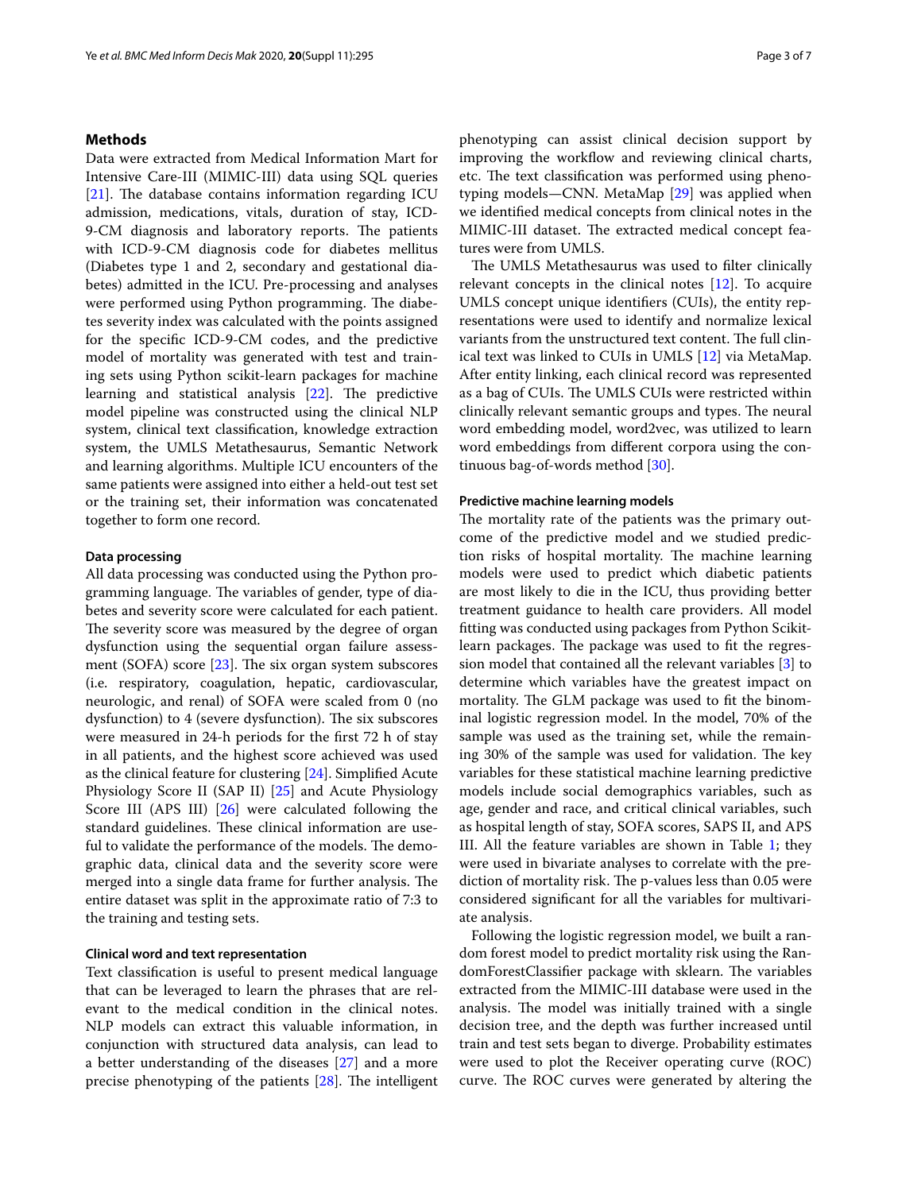## Methods

Data were extracted from Medical Information Mart for Intensive Care-III (MIMIC-III) data using SQL queries [21]. The database contains information regarding ICU admission, medications, vitals, duration of stay, ICD-9-CM diagnosis and laboratory reports. The patients with ICD-9-CM diagnosis code for diabetes mellitus (Diabetes type 1 and 2, secondary and gestational diabetes) admitted in the ICU. Pre-processing and analyses were performed using Python programming. The diabetes severity index was calculated with the points assigned for the specific ICD-9-CM codes, and the predictive model of mortality was generated with test and training sets using Python scikit-learn packages for machine learning and statistical analysis [22]. The predictive model pipeline was constructed using the clinical NLP system, clinical text classification, knowledge extraction system, the UMLS Metathesaurus, Semantic Network and learning algorithms. Multiple ICU encounters of the same patients were assigned into either a held-out test set or the training set, their information was concatenated together to form one record.

### Data processing

All data processing was conducted using the Python programming language. The variables of gender, type of diabetes and severity score were calculated for each patient. The severity score was measured by the degree of organ dysfunction using the sequential organ failure assessment (SOFA) score [23]. The six organ system subscores (i.e. respiratory, coagulation, hepatic, cardiovascular, neurologic, and renal) of SOFA were scaled from 0 (no dysfunction) to 4 (severe dysfunction). The six subscores were measured in 24-h periods for the first 72 h of stay in all patients, and the highest score achieved was used as the clinical feature for clustering [24]. Simplified Acute Physiology Score II (SAP II) [25] and Acute Physiology Score III (APS III) [26] were calculated following the standard guidelines. These clinical information are useful to validate the performance of the models. The demographic data, clinical data and the severity score were merged into a single data frame for further analysis. The entire dataset was split in the approximate ratio of 7:3 to the training and testing sets.

### Clinical word and text representation

Text classification is useful to present medical language that can be leveraged to learn the phrases that are relevant to the medical condition in the clinical notes. NLP models can extract this valuable information, in conjunction with structured data analysis, can lead to a better understanding of the diseases [27] and a more precise phenotyping of the patients [28]. The intelligent phenotyping can assist clinical decision support by improving the workflow and reviewing clinical charts, etc. The text classification was performed using phenotyping models—CNN. MetaMap [29] was applied when we identified medical concepts from clinical notes in the MIMIC-III dataset. The extracted medical concept features were from UMLS.

The UMLS Metathesaurus was used to filter clinically relevant concepts in the clinical notes [12]. To acquire UMLS concept unique identifiers (CUIs), the entity representations were used to identify and normalize lexical variants from the unstructured text content. The full clinical text was linked to CUIs in UMLS [12] via MetaMap. After entity linking, each clinical record was represented as a bag of CUIs. The UMLS CUIs were restricted within clinically relevant semantic groups and types. The neural word embedding model, word2vec, was utilized to learn word embeddings from different corpora using the continuous bag-of-words method [30].

### Predictive machine learning models

The mortality rate of the patients was the primary outcome of the predictive model and we studied prediction risks of hospital mortality. The machine learning models were used to predict which diabetic patients are most likely to die in the ICU, thus providing better treatment guidance to health care providers. All model fitting was conducted using packages from Python Scikit-learn packages. The package was used to fit the regression model that contained all the relevant variables [3] to determine which variables have the greatest impact on mortality. The GLM package was used to fit the binominal logistic regression model. In the model, 70% of the sample was used as the training set, while the remaining 30% of the sample was used for validation. The key variables for these statistical machine learning predictive models include social demographics variables, such as age, gender and race, and critical clinical variables, such as hospital length of stay, SOFA scores, SAPS II, and APS III. All the feature variables are shown in Table 1; they were used in bivariate analyses to correlate with the prediction of mortality risk. The p-values less than 0.05 were considered significant for all the variables for multivariate analysis.

Following the logistic regression model, we built a random forest model to predict mortality risk using the RandomForestClassifier package with sklearn. The variables extracted from the MIMIC-III database were used in the analysis. The model was initially trained with a single decision tree, and the depth was further increased until train and test sets began to diverge. Probability estimates were used to plot the Receiver operating curve (ROC) curve. The ROC curves were generated by altering the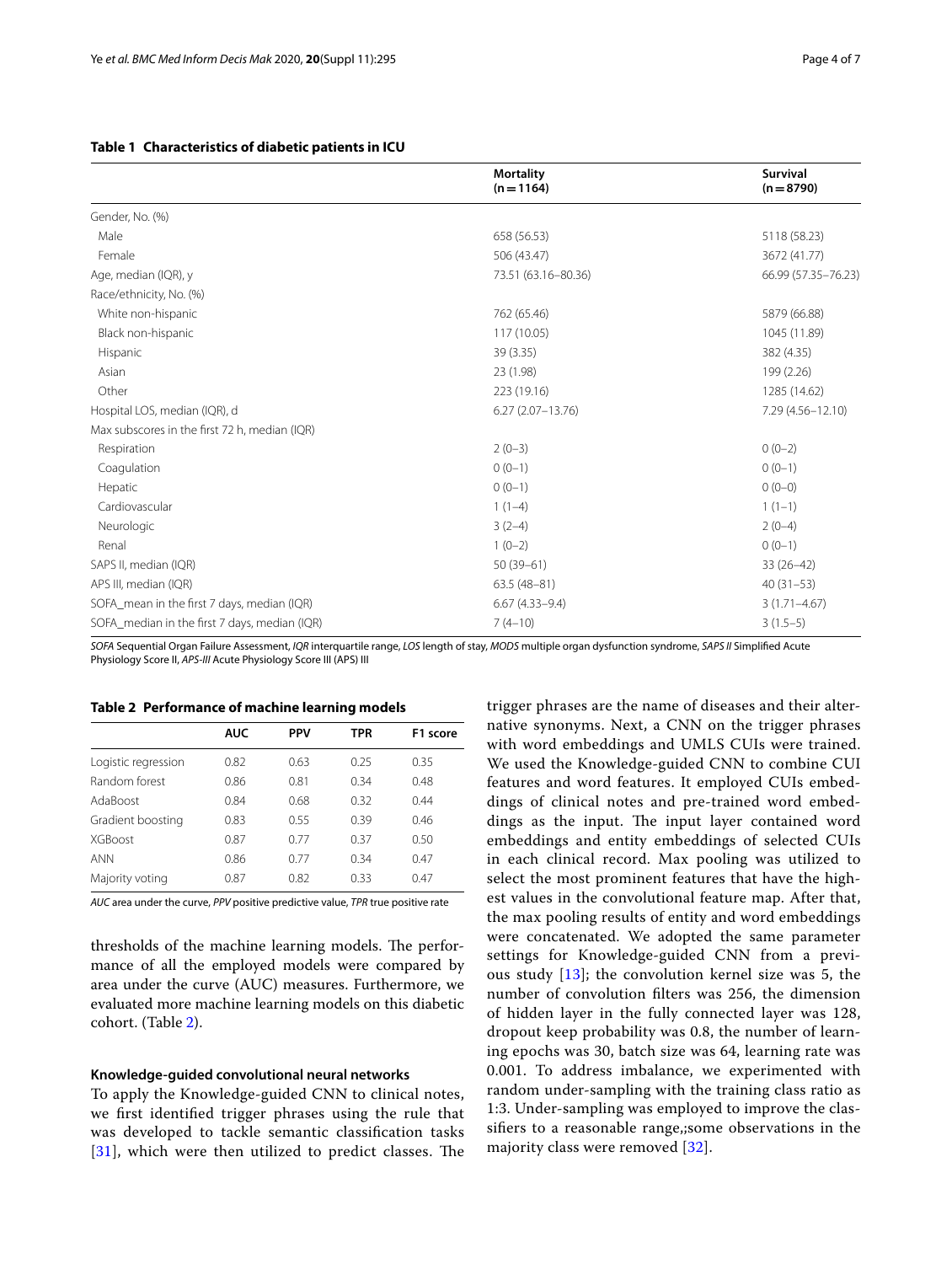**Table 1 Characteristics of diabetic patients in ICU**

| | Mortality (n = 1164) | Survival (n = 8790) |
|---|---|---|
| Gender, No. (%) | | |
| Male | 658 (56.53) | 5118 (58.23) |
| Female | 506 (43.47) | 3672 (41.77) |
| Age, median (IQR), y | 73.51 (63.16–80.36) | 66.99 (57.35–76.23) |
| Race/ethnicity, No. (%) | | |
| White non-hispanic | 762 (65.46) | 5879 (66.88) |
| Black non-hispanic | 117 (10.05) | 1045 (11.89) |
| Hispanic | 39 (3.35) | 382 (4.35) |
| Asian | 23 (1.98) | 199 (2.26) |
| Other | 223 (19.16) | 1285 (14.62) |
| Hospital LOS, median (IQR), d | 6.27 (2.07–13.76) | 7.29 (4.56–12.10) |
| Max subscores in the first 72 h, median (IQR) | | |
| Respiration | 2 (0–3) | 0 (0–2) |
| Coagulation | 0 (0–1) | 0 (0–1) |
| Hepatic | 0 (0–1) | 0 (0–0) |
| Cardiovascular | 1 (1–4) | 1 (1–1) |
| Neurologic | 3 (2–4) | 2 (0–4) |
| Renal | 1 (0–2) | 0 (0–1) |
| SAPS II, median (IQR) | 50 (39–61) | 33 (26–42) |
| APS III, median (IQR) | 63.5 (48–81) | 40 (31–53) |
| SOFA_mean in the first 7 days, median (IQR) | 6.67 (4.33–9.4) | 3 (1.71–4.67) |
| SOFA_median in the first 7 days, median (IQR) | 7 (4–10) | 3 (1.5–5) |

*SOFA* Sequential Organ Failure Assessment, *IQR* interquartile range, *LOS* length of stay, *MODS* multiple organ dysfunction syndrome, *SAPS II* Simplified Acute Physiology Score II, *APS-III* Acute Physiology Score III (APS) III

**Table 2 Performance of machine learning models**

| | AUC | PPV | TPR | F1 score |
|---|---|---|---|---|
| Logistic regression | 0.82 | 0.63 | 0.25 | 0.35 |
| Random forest | 0.86 | 0.81 | 0.34 | 0.48 |
| AdaBoost | 0.84 | 0.68 | 0.32 | 0.44 |
| Gradient boosting | 0.83 | 0.55 | 0.39 | 0.46 |
| XGBoost | 0.87 | 0.77 | 0.37 | 0.50 |
| ANN | 0.86 | 0.77 | 0.34 | 0.47 |
| Majority voting | 0.87 | 0.82 | 0.33 | 0.47 |

*AUC* area under the curve, *PPV* positive predictive value, *TPR* true positive rate

thresholds of the machine learning models. The performance of all the employed models were compared by area under the curve (AUC) measures. Furthermore, we evaluated more machine learning models on this diabetic cohort. (Table 2).

### Knowledge-guided convolutional neural networks

To apply the Knowledge-guided CNN to clinical notes, we first identified trigger phrases using the rule that was developed to tackle semantic classification tasks [31], which were then utilized to predict classes. The trigger phrases are the name of diseases and their alternative synonyms. Next, a CNN on the trigger phrases with word embeddings and UMLS CUIs were trained. We used the Knowledge-guided CNN to combine CUI features and word features. It employed CUIs embeddings of clinical notes and pre-trained word embeddings as the input. The input layer contained word embeddings and entity embeddings of selected CUIs in each clinical record. Max pooling was utilized to select the most prominent features that have the highest values in the convolutional feature map. After that, the max pooling results of entity and word embeddings were concatenated. We adopted the same parameter settings for Knowledge-guided CNN from a previous study [13]; the convolution kernel size was 5, the number of convolution filters was 256, the dimension of hidden layer in the fully connected layer was 128, dropout keep probability was 0.8, the number of learning epochs was 30, batch size was 64, learning rate was 0.001. To address imbalance, we experimented with random under-sampling with the training class ratio as 1:3. Under-sampling was employed to improve the classifiers to a reasonable range,;some observations in the majority class were removed [32].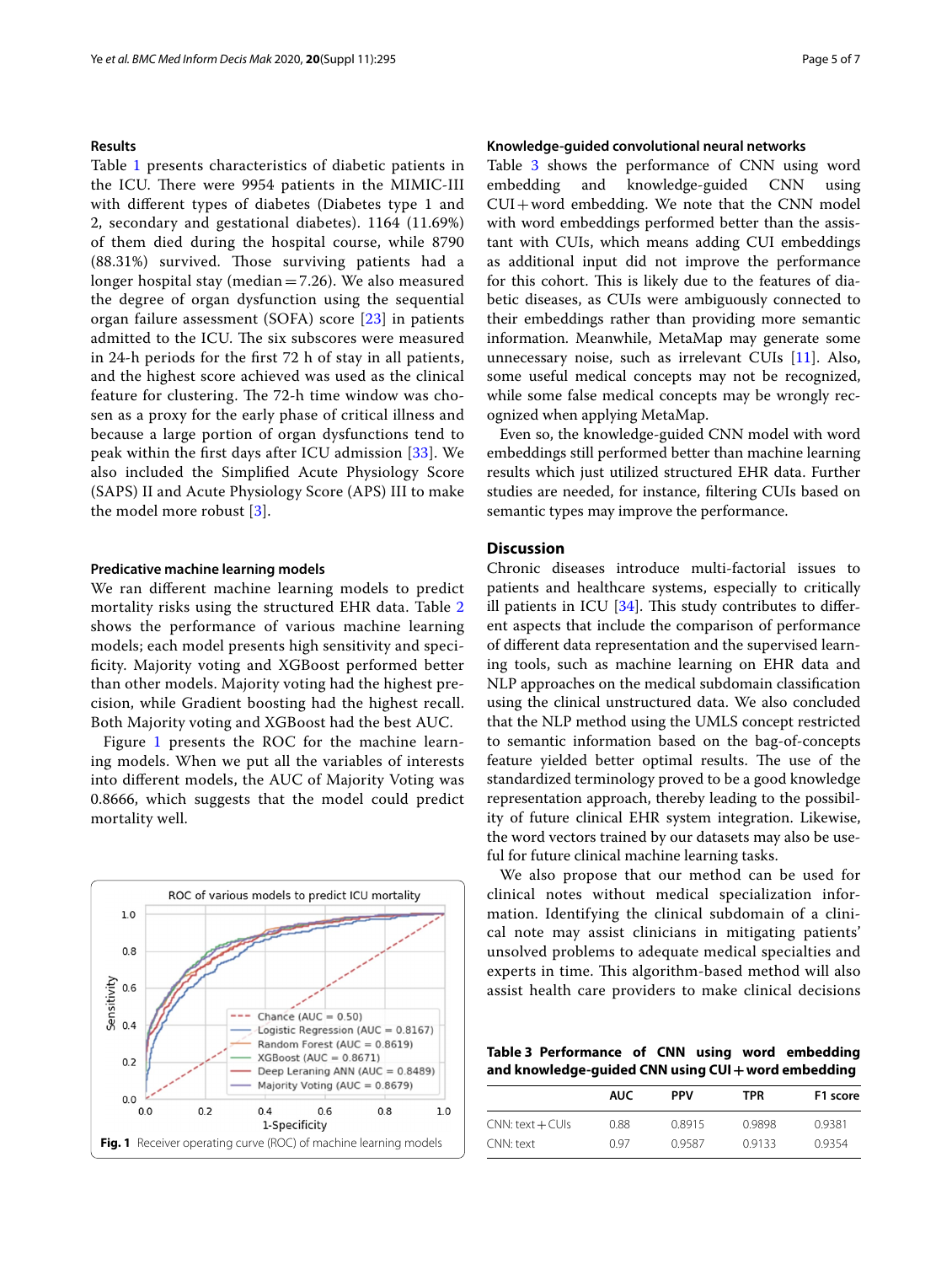## Results

Table 1 presents characteristics of diabetic patients in the ICU. There were 9954 patients in the MIMIC-III with different types of diabetes (Diabetes type 1 and 2, secondary and gestational diabetes). 1164 (11.69%) of them died during the hospital course, while 8790 (88.31%) survived. Those surviving patients had a longer hospital stay (median = 7.26). We also measured the degree of organ dysfunction using the sequential organ failure assessment (SOFA) score [23] in patients admitted to the ICU. The six subscores were measured in 24-h periods for the first 72 h of stay in all patients, and the highest score achieved was used as the clinical feature for clustering. The 72-h time window was chosen as a proxy for the early phase of critical illness and because a large portion of organ dysfunctions tend to peak within the first days after ICU admission [33]. We also included the Simplified Acute Physiology Score (SAPS) II and Acute Physiology Score (APS) III to make the model more robust [3].

### Predicative machine learning models

We ran different machine learning models to predict mortality risks using the structured EHR data. Table 2 shows the performance of various machine learning models; each model presents high sensitivity and specificity. Majority voting and XGBoost performed better than other models. Majority voting had the highest precision, while Gradient boosting had the highest recall. Both Majority voting and XGBoost had the best AUC.

Figure 1 presents the ROC for the machine learning models. When we put all the variables of interests into different models, the AUC of Majority Voting was 0.8666, which suggests that the model could predict mortality well.

**Fig. 1** Receiver operating curve (ROC) of machine learning models

### Knowledge-guided convolutional neural networks

Table 3 shows the performance of CNN using word embedding and knowledge-guided CNN using CUI + word embedding. We note that the CNN model with word embeddings performed better than the assistant with CUIs, which means adding CUI embeddings as additional input did not improve the performance for this cohort. This is likely due to the features of diabetic diseases, as CUIs were ambiguously connected to their embeddings rather than providing more semantic information. Meanwhile, MetaMap may generate some unnecessary noise, such as irrelevant CUIs [11]. Also, some useful medical concepts may not be recognized, while some false medical concepts may be wrongly recognized when applying MetaMap.

Even so, the knowledge-guided CNN model with word embeddings still performed better than machine learning results which just utilized structured EHR data. Further studies are needed, for instance, filtering CUIs based on semantic types may improve the performance.

## Discussion

Chronic diseases introduce multi-factorial issues to patients and healthcare systems, especially to critically ill patients in ICU [34]. This study contributes to different aspects that include the comparison of performance of different data representation and the supervised learning tools, such as machine learning on EHR data and NLP approaches on the medical subdomain classification using the clinical unstructured data. We also concluded that the NLP method using the UMLS concept restricted to semantic information based on the bag-of-concepts feature yielded better optimal results. The use of the standardized terminology proved to be a good knowledge representation approach, thereby leading to the possibility of future clinical EHR system integration. Likewise, the word vectors trained by our datasets may also be useful for future clinical machine learning tasks.

We also propose that our method can be used for clinical notes without medical specialization information. Identifying the clinical subdomain of a clinical note may assist clinicians in mitigating patients' unsolved problems to adequate medical specialties and experts in time. This algorithm-based method will also assist health care providers to make clinical decisions

**Table 3 Performance of CNN using word embedding and knowledge-guided CNN using CUI + word embedding**

| | AUC | PPV | TPR | F1 score |
|---|---|---|---|---|
| CNN: text + CUIs | 0.88 | 0.8915 | 0.9898 | 0.9381 |
| CNN: text | 0.97 | 0.9587 | 0.9133 | 0.9354 |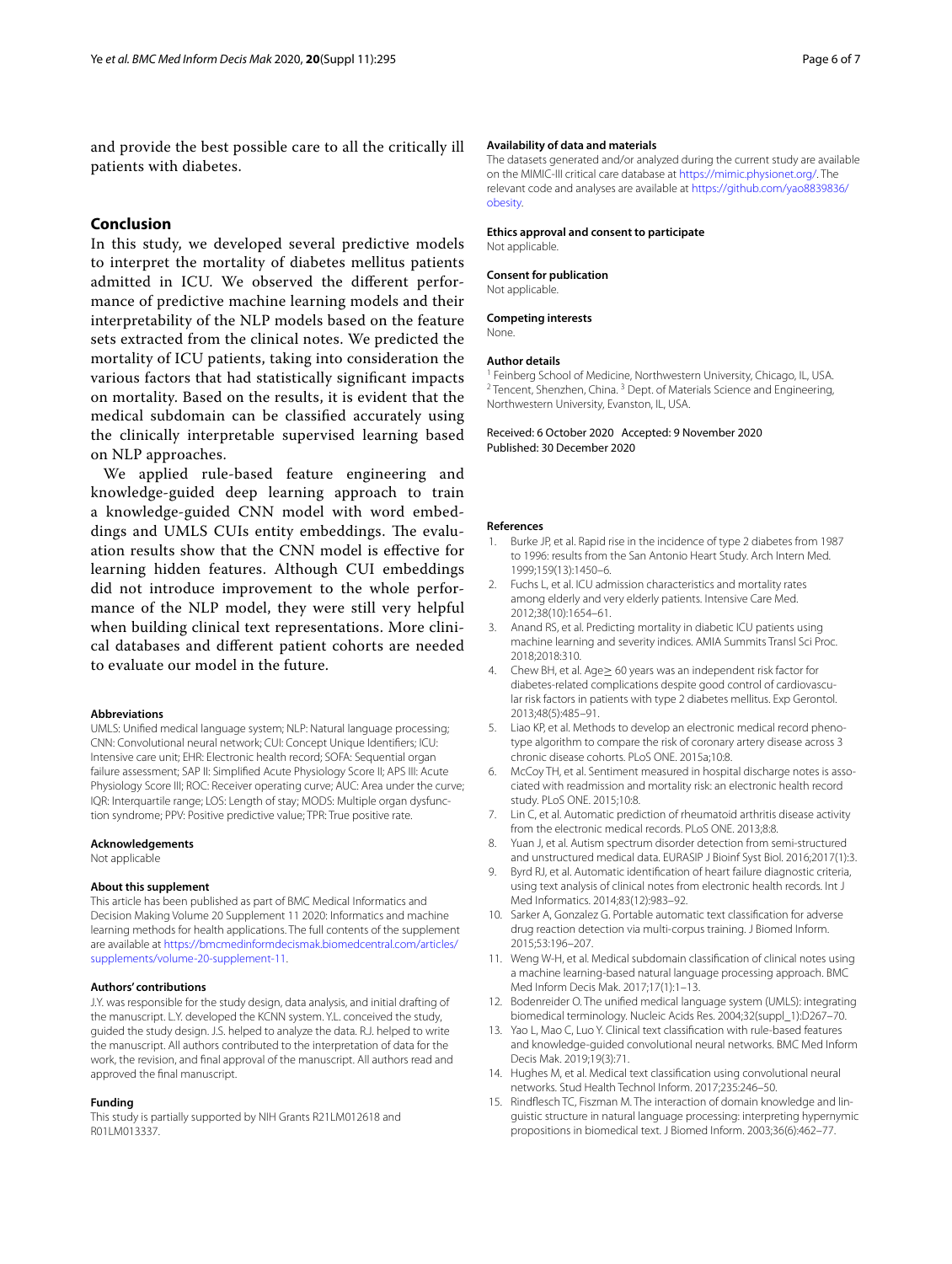and provide the best possible care to all the critically ill patients with diabetes.

## Conclusion

In this study, we developed several predictive models to interpret the mortality of diabetes mellitus patients admitted in ICU. We observed the different performance of predictive machine learning models and their interpretability of the NLP models based on the feature sets extracted from the clinical notes. We predicted the mortality of ICU patients, taking into consideration the various factors that had statistically significant impacts on mortality. Based on the results, it is evident that the medical subdomain can be classified accurately using the clinically interpretable supervised learning based on NLP approaches.

We applied rule-based feature engineering and knowledge-guided deep learning approach to train a knowledge-guided CNN model with word embeddings and UMLS CUIs entity embeddings. The evaluation results show that the CNN model is effective for learning hidden features. Although CUI embeddings did not introduce improvement to the whole performance of the NLP model, they were still very helpful when building clinical text representations. More clinical databases and different patient cohorts are needed to evaluate our model in the future.

#### Abbreviations

UMLS: Unified medical language system; NLP: Natural language processing; CNN: Convolutional neural network; CUI: Concept Unique Identifiers; ICU: Intensive care unit; EHR: Electronic health record; SOFA: Sequential organ failure assessment; SAP II: Simplified Acute Physiology Score II; APS III: Acute Physiology Score III; ROC: Receiver operating curve; AUC: Area under the curve; IQR: Interquartile range; LOS: Length of stay; MODS: Multiple organ dysfunction syndrome; PPV: Positive predictive value; TPR: True positive rate.

#### Acknowledgements

Not applicable

#### About this supplement

This article has been published as part of BMC Medical Informatics and Decision Making Volume 20 Supplement 11 2020: Informatics and machine learning methods for health applications. The full contents of the supplement are available at https://bmcmedinformdecismak.biomedcentral.com/articles/supplements/volume-20-supplement-11.

#### Authors' contributions

J.Y. was responsible for the study design, data analysis, and initial drafting of the manuscript. L.Y. developed the KCNN system. Y.L. conceived the study, guided the study design. J.S. helped to analyze the data. R.J. helped to write the manuscript. All authors contributed to the interpretation of data for the work, the revision, and final approval of the manuscript. All authors read and approved the final manuscript.

#### Funding

This study is partially supported by NIH Grants R21LM012618 and R01LM013337.

#### Availability of data and materials

The datasets generated and/or analyzed during the current study are available on the MIMIC-III critical care database at https://mimic.physionet.org/. The relevant code and analyses are available at https://github.com/yao8839836/obesity.

#### Ethics approval and consent to participate

Not applicable.

#### Consent for publication

Not applicable.

#### Competing interests

None.

#### Author details

[1] Feinberg School of Medicine, Northwestern University, Chicago, IL, USA. [2] Tencent, Shenzhen, China. [3] Dept. of Materials Science and Engineering, Northwestern University, Evanston, IL, USA.

Received: 6 October 2020 Accepted: 9 November 2020
Published: 30 December 2020

#### References

1. Burke JP, et al. Rapid rise in the incidence of type 2 diabetes from 1987 to 1996: results from the San Antonio Heart Study. Arch Intern Med. 1999;159(13):1450–6.
2. Fuchs L, et al. ICU admission characteristics and mortality rates among elderly and very elderly patients. Intensive Care Med. 2012;38(10):1654–61.
3. Anand RS, et al. Predicting mortality in diabetic ICU patients using machine learning and severity indices. AMIA Summits Transl Sci Proc. 2018;2018:310.
4. Chew BH, et al. Age≥ 60 years was an independent risk factor for diabetes-related complications despite good control of cardiovascular risk factors in patients with type 2 diabetes mellitus. Exp Gerontol. 2013;48(5):485–91.
5. Liao KP, et al. Methods to develop an electronic medical record phenotype algorithm to compare the risk of coronary artery disease across 3 chronic disease cohorts. PLoS ONE. 2015a;10:8.
6. McCoy TH, et al. Sentiment measured in hospital discharge notes is associated with readmission and mortality risk: an electronic health record study. PLoS ONE. 2015;10:8.
7. Lin C, et al. Automatic prediction of rheumatoid arthritis disease activity from the electronic medical records. PLoS ONE. 2013;8:8.
8. Yuan J, et al. Autism spectrum disorder detection from semi-structured and unstructured medical data. EURASIP J Bioinf Syst Biol. 2016;2017(1):3.
9. Byrd RJ, et al. Automatic identification of heart failure diagnostic criteria, using text analysis of clinical notes from electronic health records. Int J Med Informatics. 2014;83(12):983–92.
10. Sarker A, Gonzalez G. Portable automatic text classification for adverse drug reaction detection via multi-corpus training. J Biomed Inform. 2015;53:196–207.
11. Weng W-H, et al. Medical subdomain classification of clinical notes using a machine learning-based natural language processing approach. BMC Med Inform Decis Mak. 2017;17(1):1–13.
12. Bodenreider O. The unified medical language system (UMLS): integrating biomedical terminology. Nucleic Acids Res. 2004;32(suppl_1):D267–70.
13. Yao L, Mao C, Luo Y. Clinical text classification with rule-based features and knowledge-guided convolutional neural networks. BMC Med Inform Decis Mak. 2019;19(3):71.
14. Hughes M, et al. Medical text classification using convolutional neural networks. Stud Health Technol Inform. 2017;235:246–50.
15. Rindflesch TC, Fiszman M. The interaction of domain knowledge and linguistic structure in natural language processing: interpreting hypernymic propositions in biomedical text. J Biomed Inform. 2003;36(6):462–77.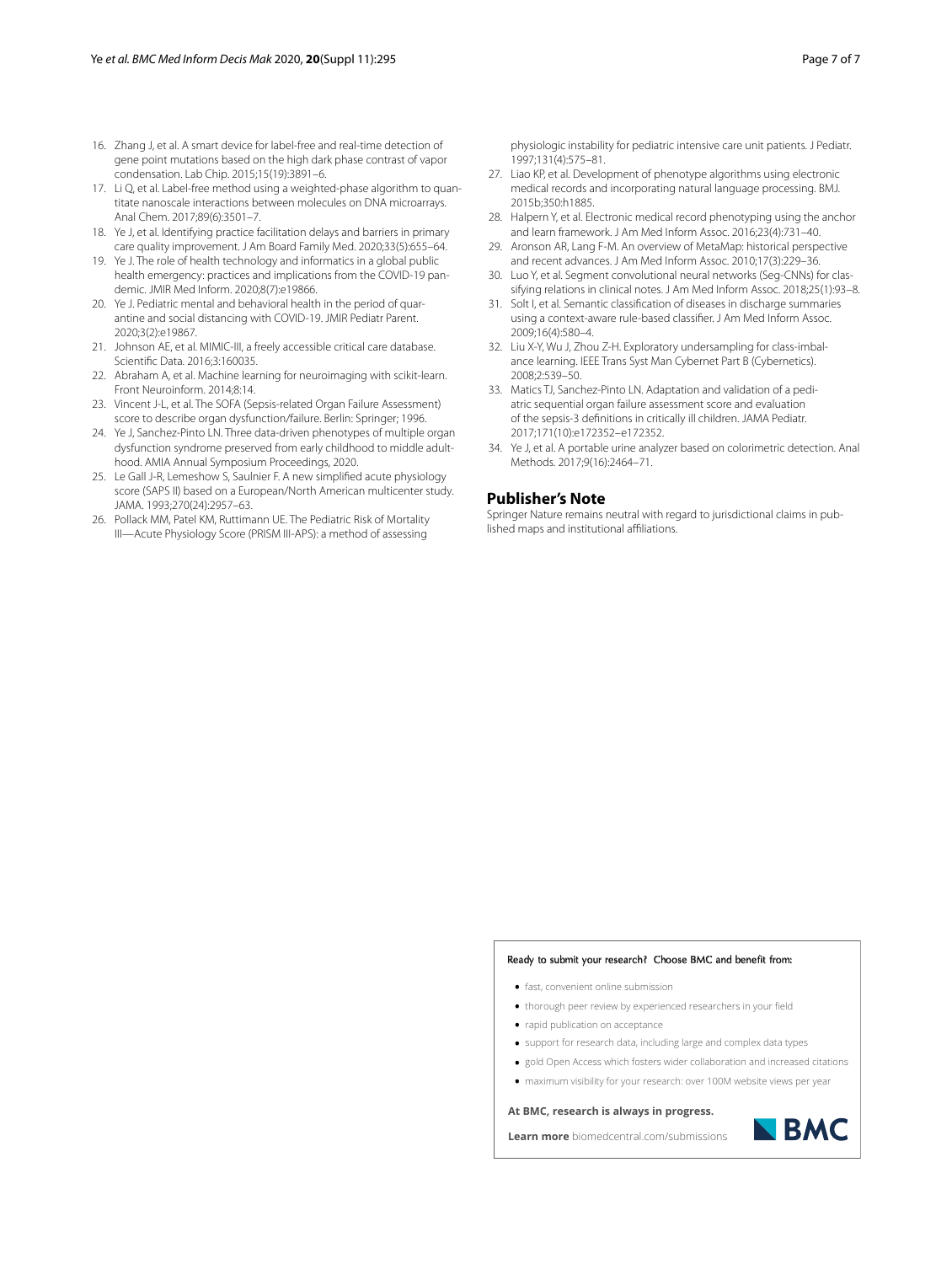16. Zhang J, et al. A smart device for label-free and real-time detection of gene point mutations based on the high dark phase contrast of vapor condensation. Lab Chip. 2015;15(19):3891–6.
17. Li Q, et al. Label-free method using a weighted-phase algorithm to quantitate nanoscale interactions between molecules on DNA microarrays. Anal Chem. 2017;89(6):3501–7.
18. Ye J, et al. Identifying practice facilitation delays and barriers in primary care quality improvement. J Am Board Family Med. 2020;33(5):655–64.
19. Ye J. The role of health technology and informatics in a global public health emergency: practices and implications from the COVID-19 pandemic. JMIR Med Inform. 2020;8(7):e19866.
20. Ye J. Pediatric mental and behavioral health in the period of quarantine and social distancing with COVID-19. JMIR Pediatr Parent. 2020;3(2):e19867.
21. Johnson AE, et al. MIMIC-III, a freely accessible critical care database. Scientific Data. 2016;3:160035.
22. Abraham A, et al. Machine learning for neuroimaging with scikit-learn. Front Neuroinform. 2014;8:14.
23. Vincent J-L, et al. The SOFA (Sepsis-related Organ Failure Assessment) score to describe organ dysfunction/failure. Berlin: Springer; 1996.
24. Ye J, Sanchez-Pinto LN. Three data-driven phenotypes of multiple organ dysfunction syndrome preserved from early childhood to middle adulthood. AMIA Annual Symposium Proceedings, 2020.
25. Le Gall J-R, Lemeshow S, Saulnier F. A new simplified acute physiology score (SAPS II) based on a European/North American multicenter study. JAMA. 1993;270(24):2957–63.
26. Pollack MM, Patel KM, Ruttimann UE. The Pediatric Risk of Mortality III—Acute Physiology Score (PRISM III-APS): a method of assessing physiologic instability for pediatric intensive care unit patients. J Pediatr. 1997;131(4):575–81.
27. Liao KP, et al. Development of phenotype algorithms using electronic medical records and incorporating natural language processing. BMJ. 2015b;350:h1885.
28. Halpern Y, et al. Electronic medical record phenotyping using the anchor and learn framework. J Am Med Inform Assoc. 2016;23(4):731–40.
29. Aronson AR, Lang F-M. An overview of MetaMap: historical perspective and recent advances. J Am Med Inform Assoc. 2010;17(3):229–36.
30. Luo Y, et al. Segment convolutional neural networks (Seg-CNNs) for classifying relations in clinical notes. J Am Med Inform Assoc. 2018;25(1):93–8.
31. Solt I, et al. Semantic classification of diseases in discharge summaries using a context-aware rule-based classifier. J Am Med Inform Assoc. 2009;16(4):580–4.
32. Liu X-Y, Wu J, Zhou Z-H. Exploratory undersampling for class-imbalance learning. IEEE Trans Syst Man Cybernet Part B (Cybernetics). 2008;2:539–50.
33. Matics TJ, Sanchez-Pinto LN. Adaptation and validation of a pediatric sequential organ failure assessment score and evaluation of the sepsis-3 definitions in critically ill children. JAMA Pediatr. 2017;171(10):e172352–e172352.
34. Ye J, et al. A portable urine analyzer based on colorimetric detection. Anal Methods. 2017;9(16):2464–71.

## Publisher's Note

Springer Nature remains neutral with regard to jurisdictional claims in published maps and institutional affiliations.

Ready to submit your research? Choose BMC and benefit from:

- fast, convenient online submission
- thorough peer review by experienced researchers in your field
- rapid publication on acceptance
- support for research data, including large and complex data types
- gold Open Access which fosters wider collaboration and increased citations
- maximum visibility for your research: over 100M website views per year

**At BMC, research is always in progress.**

**Learn more** biomedcentral.com/submissions

BMC